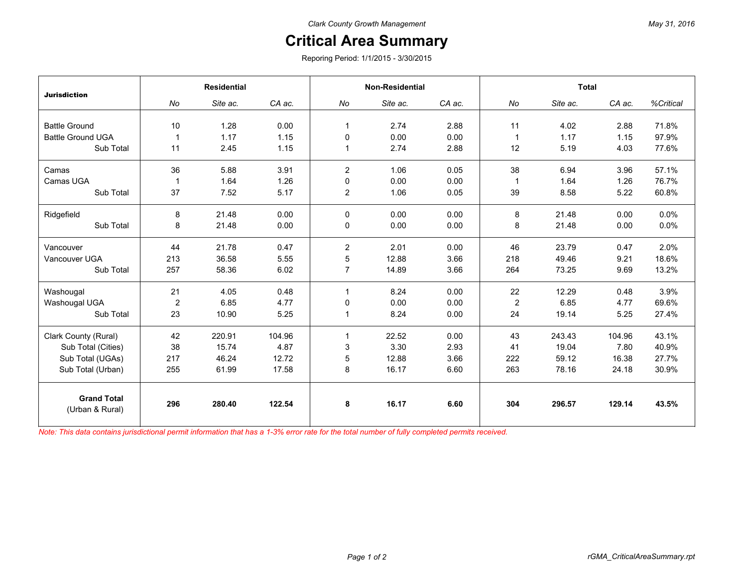*Clark County Growth Management*

*May 31, 2016*

# Critical Area Summary

Reporing Period: 1/1/2015 - 3/30/2015

| Jurisdiction | Residential | | | Non-Residential | | | Total | | | |
|---|---|---|---|---|---|---|---|---|---|---|
| | *No* | *Site ac.* | *CA ac.* | *No* | *Site ac.* | *CA ac.* | *No* | *Site ac.* | *CA ac.* | *%Critical* |
| Battle Ground | 10 | 1.28 | 0.00 | 1 | 2.74 | 2.88 | 11 | 4.02 | 2.88 | 71.8% |
| Battle Ground UGA | 1 | 1.17 | 1.15 | 0 | 0.00 | 0.00 | 1 | 1.17 | 1.15 | 97.9% |
| Sub Total | 11 | 2.45 | 1.15 | 1 | 2.74 | 2.88 | 12 | 5.19 | 4.03 | 77.6% |
| Camas | 36 | 5.88 | 3.91 | 2 | 1.06 | 0.05 | 38 | 6.94 | 3.96 | 57.1% |
| Camas UGA | 1 | 1.64 | 1.26 | 0 | 0.00 | 0.00 | 1 | 1.64 | 1.26 | 76.7% |
| Sub Total | 37 | 7.52 | 5.17 | 2 | 1.06 | 0.05 | 39 | 8.58 | 5.22 | 60.8% |
| Ridgefield | 8 | 21.48 | 0.00 | 0 | 0.00 | 0.00 | 8 | 21.48 | 0.00 | 0.0% |
| Sub Total | 8 | 21.48 | 0.00 | 0 | 0.00 | 0.00 | 8 | 21.48 | 0.00 | 0.0% |
| Vancouver | 44 | 21.78 | 0.47 | 2 | 2.01 | 0.00 | 46 | 23.79 | 0.47 | 2.0% |
| Vancouver UGA | 213 | 36.58 | 5.55 | 5 | 12.88 | 3.66 | 218 | 49.46 | 9.21 | 18.6% |
| Sub Total | 257 | 58.36 | 6.02 | 7 | 14.89 | 3.66 | 264 | 73.25 | 9.69 | 13.2% |
| Washougal | 21 | 4.05 | 0.48 | 1 | 8.24 | 0.00 | 22 | 12.29 | 0.48 | 3.9% |
| Washougal UGA | 2 | 6.85 | 4.77 | 0 | 0.00 | 0.00 | 2 | 6.85 | 4.77 | 69.6% |
| Sub Total | 23 | 10.90 | 5.25 | 1 | 8.24 | 0.00 | 24 | 19.14 | 5.25 | 27.4% |
| Clark County (Rural) | 42 | 220.91 | 104.96 | 1 | 22.52 | 0.00 | 43 | 243.43 | 104.96 | 43.1% |
| Sub Total (Cities) | 38 | 15.74 | 4.87 | 3 | 3.30 | 2.93 | 41 | 19.04 | 7.80 | 40.9% |
| Sub Total (UGAs) | 217 | 46.24 | 12.72 | 5 | 12.88 | 3.66 | 222 | 59.12 | 16.38 | 27.7% |
| Sub Total (Urban) | 255 | 61.99 | 17.58 | 8 | 16.17 | 6.60 | 263 | 78.16 | 24.18 | 30.9% |
| **Grand Total** (Urban & Rural) | **296** | **280.40** | **122.54** | **8** | **16.17** | **6.60** | **304** | **296.57** | **129.14** | **43.5%** |

Note: This data contains jurisdictional permit information that has a 1-3% error rate for the total number of fully completed permits received.

rGMA_CriticalAreaSummary.rpt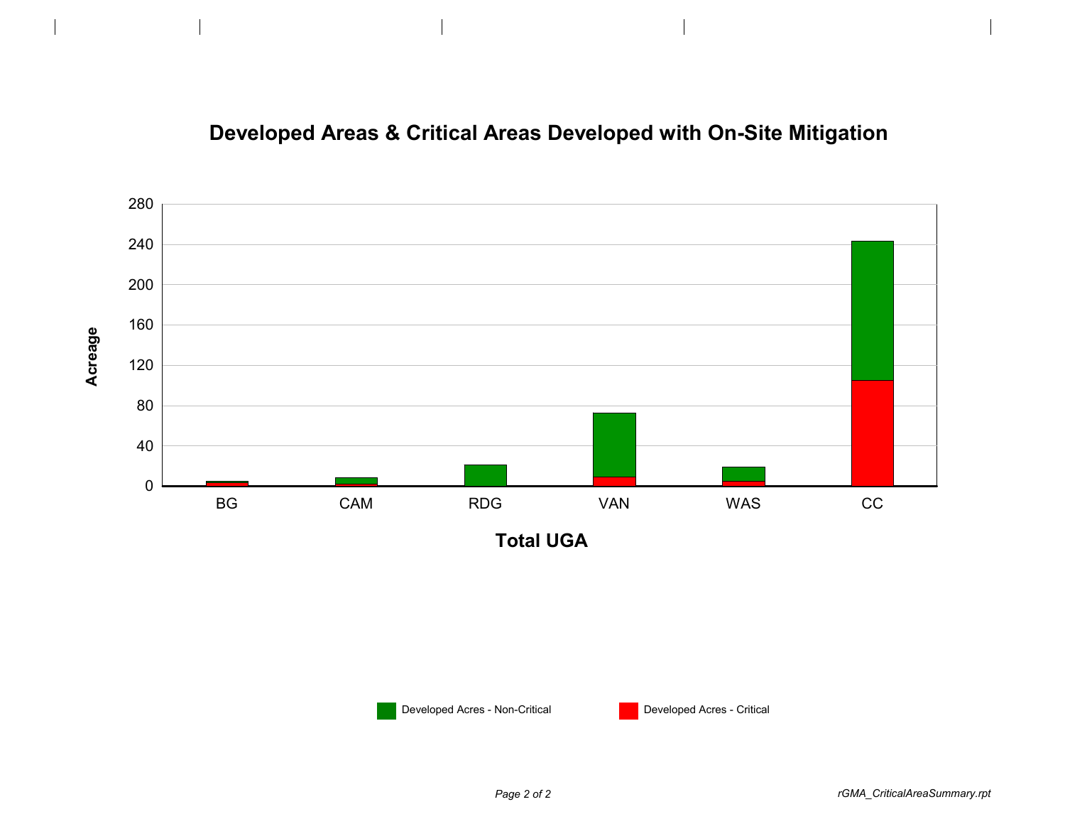# Developed Areas & Critical Areas Developed with On-Site Mitigation

Acreage

280
240
200
160
120
80
40
0

BG
CAM
RDG
VAN
WAS
CC

**Total UGA**

Developed Acres - Non-Critical
Developed Acres - Critical